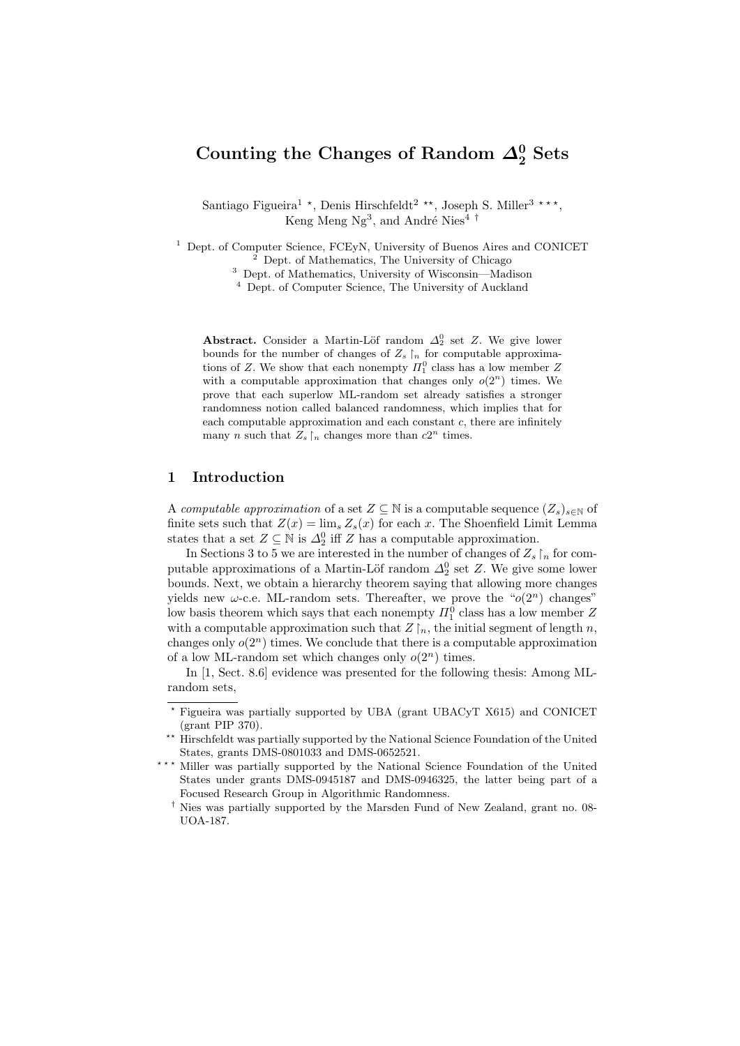# Counting the Changes of Random $\Delta^0_2$ Sets

Santiago Figueira[1] ⋆, Denis Hirschfeldt[2] ⋆⋆, Joseph S. Miller[3] ⋆⋆⋆, Keng Meng Ng[3], and André Nies[4] †

[1] Dept. of Computer Science, FCEyN, University of Buenos Aires and CONICET
[2] Dept. of Mathematics, The University of Chicago
[3] Dept. of Mathematics, University of Wisconsin—Madison
[4] Dept. of Computer Science, The University of Auckland

**Abstract.** Consider a Martin-Löf random $\Delta^0_2$ set $Z$. We give lower bounds for the number of changes of $Z_s \upharpoonright_n$ for computable approximations of $Z$. We show that each nonempty $\Pi^0_1$ class has a low member $Z$ with a computable approximation that changes only $o(2^n)$ times. We prove that each superlow ML-random set already satisfies a stronger randomness notion called balanced randomness, which implies that for each computable approximation and each constant $c$, there are infinitely many $n$ such that $Z_s \upharpoonright_n$ changes more than $c2^n$ times.

## 1 Introduction

A *computable approximation* of a set $Z \subseteq \mathbb{N}$ is a computable sequence $(Z_s)_{s \in \mathbb{N}}$ of finite sets such that $Z(x) = \lim_s Z_s(x)$ for each $x$. The Shoenfield Limit Lemma states that a set $Z \subseteq \mathbb{N}$ is $\Delta^0_2$ iff $Z$ has a computable approximation.

In Sections 3 to 5 we are interested in the number of changes of $Z_s \upharpoonright_n$ for computable approximations of a Martin-Löf random $\Delta^0_2$ set $Z$. We give some lower bounds. Next, we obtain a hierarchy theorem saying that allowing more changes yields new $\omega$-c.e. ML-random sets. Thereafter, we prove the "$o(2^n)$ changes" low basis theorem which says that each nonempty $\Pi^0_1$ class has a low member $Z$ with a computable approximation such that $Z \upharpoonright_n$, the initial segment of length $n$, changes only $o(2^n)$ times. We conclude that there is a computable approximation of a low ML-random set which changes only $o(2^n)$ times.

In [1, Sect. 8.6] evidence was presented for the following thesis: Among ML-random sets,

---

⋆ Figueira was partially supported by UBA (grant UBACyT X615) and CONICET (grant PIP 370).

⋆⋆ Hirschfeldt was partially supported by the National Science Foundation of the United States, grants DMS-0801033 and DMS-0652521.

⋆⋆⋆ Miller was partially supported by the National Science Foundation of the United States under grants DMS-0945187 and DMS-0946325, the latter being part of a Focused Research Group in Algorithmic Randomness.

† Nies was partially supported by the Marsden Fund of New Zealand, grant no. 08-UOA-187.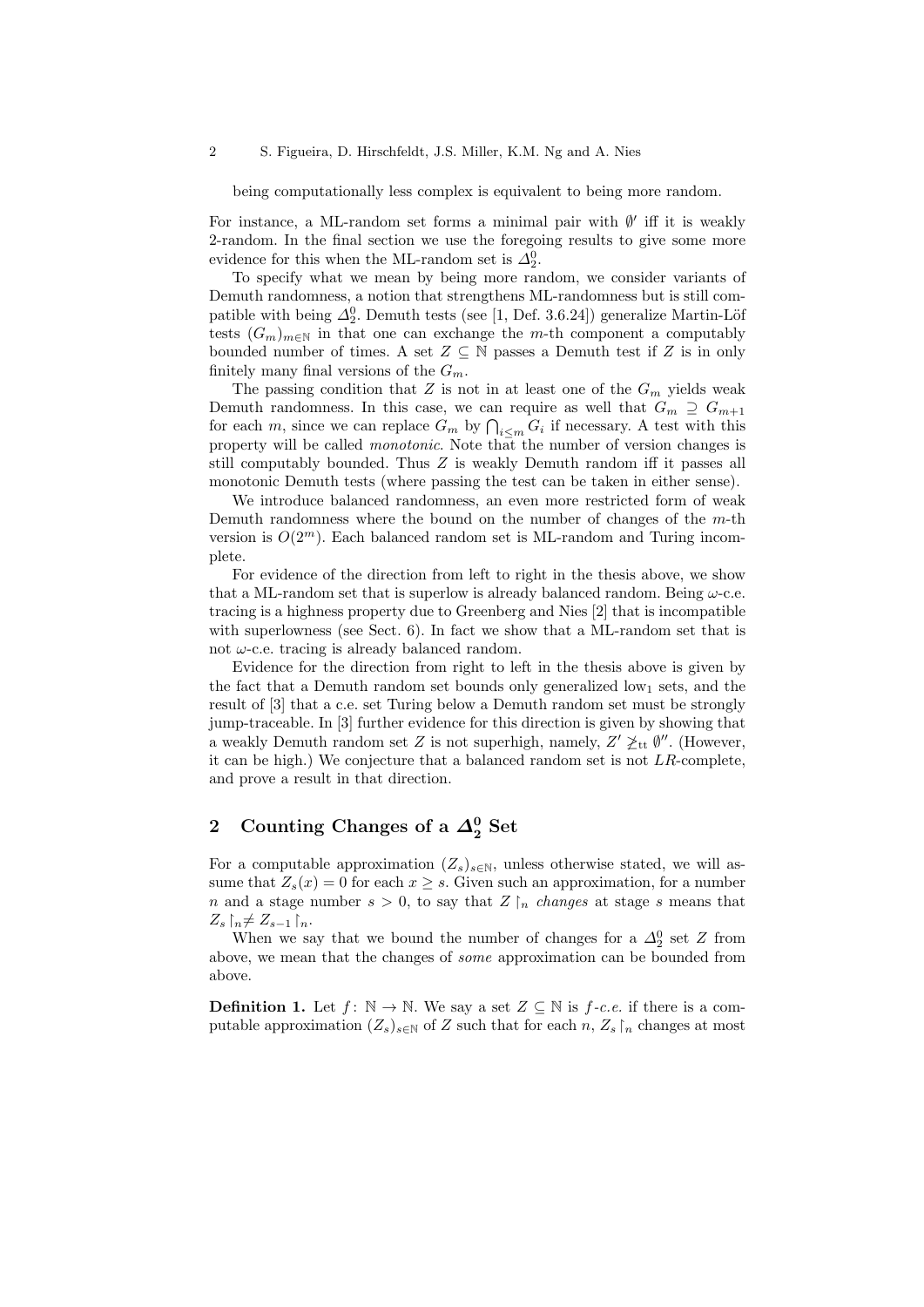being computationally less complex is equivalent to being more random.

For instance, a ML-random set forms a minimal pair with $\emptyset'$ iff it is weakly 2-random. In the final section we use the foregoing results to give some more evidence for this when the ML-random set is $\Delta^0_2$.

To specify what we mean by being more random, we consider variants of Demuth randomness, a notion that strengthens ML-randomness but is still compatible with being $\Delta^0_2$. Demuth tests (see [1, Def. 3.6.24]) generalize Martin-Löf tests $(G_m)_{m\in\mathbb{N}}$ in that one can exchange the $m$-th component a computably bounded number of times. A set $Z \subseteq \mathbb{N}$ passes a Demuth test if $Z$ is in only finitely many final versions of the $G_m$.

The passing condition that $Z$ is not in at least one of the $G_m$ yields weak Demuth randomness. In this case, we can require as well that $G_m \supseteq G_{m+1}$ for each $m$, since we can replace $G_m$ by $\bigcap_{i\le m} G_i$ if necessary. A test with this property will be called *monotonic*. Note that the number of version changes is still computably bounded. Thus $Z$ is weakly Demuth random iff it passes all monotonic Demuth tests (where passing the test can be taken in either sense).

We introduce balanced randomness, an even more restricted form of weak Demuth randomness where the bound on the number of changes of the $m$-th version is $O(2^m)$. Each balanced random set is ML-random and Turing incomplete.

For evidence of the direction from left to right in the thesis above, we show that a ML-random set that is superlow is already balanced random. Being $\omega$-c.e. tracing is a highness property due to Greenberg and Nies [2] that is incompatible with superlowness (see Sect. 6). In fact we show that a ML-random set that is not $\omega$-c.e. tracing is already balanced random.

Evidence for the direction from right to left in the thesis above is given by the fact that a Demuth random set bounds only generalized low$_1$ sets, and the result of [3] that a c.e. set Turing below a Demuth random set must be strongly jump-traceable. In [3] further evidence for this direction is given by showing that a weakly Demuth random set $Z$ is not superhigh, namely, $Z' \not\geq_{\mathrm{tt}} \emptyset''$. (However, it can be high.) We conjecture that a balanced random set is not $LR$-complete, and prove a result in that direction.

## 2 Counting Changes of a $\Delta^0_2$ Set

For a computable approximation $(Z_s)_{s\in\mathbb{N}}$, unless otherwise stated, we will assume that $Z_s(x) = 0$ for each $x \geq s$. Given such an approximation, for a number $n$ and a stage number $s > 0$, to say that $Z \upharpoonright_n$ *changes* at stage $s$ means that $Z_s \upharpoonright_n \neq Z_{s-1} \upharpoonright_n$.

When we say that we bound the number of changes for a $\Delta^0_2$ set $Z$ from above, we mean that the changes of *some* approximation can be bounded from above.

**Definition 1.** Let $f\colon \mathbb{N} \to \mathbb{N}$. We say a set $Z \subseteq \mathbb{N}$ is *$f$-c.e.* if there is a computable approximation $(Z_s)_{s\in\mathbb{N}}$ of $Z$ such that for each $n$, $Z_s \upharpoonright_n$ changes at most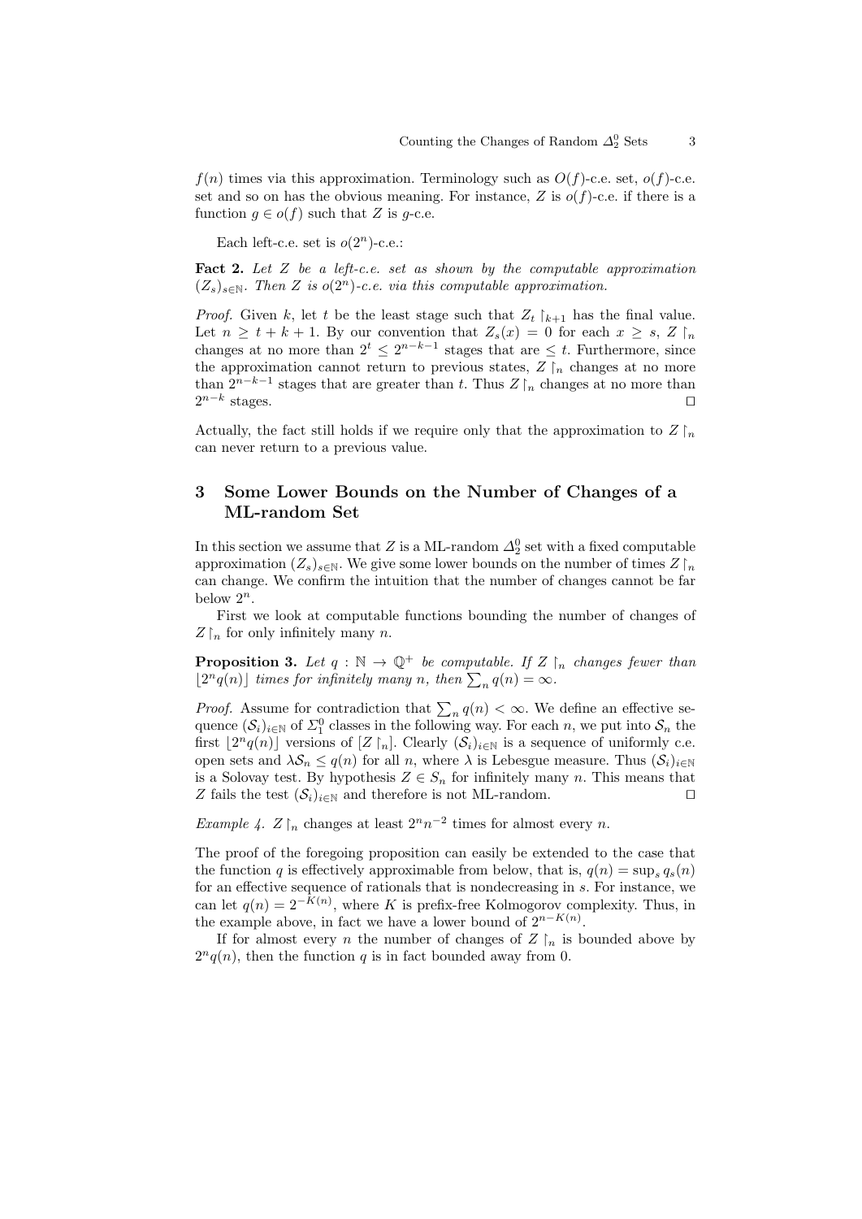$f(n)$ times via this approximation. Terminology such as $O(f)$-c.e. set, $o(f)$-c.e. set and so on has the obvious meaning. For instance, $Z$ is $o(f)$-c.e. if there is a function $g \in o(f)$ such that $Z$ is $g$-c.e.

Each left-c.e. set is $o(2^n)$-c.e.:

**Fact 2.** *Let $Z$ be a left-c.e. set as shown by the computable approximation $(Z_s)_{s\in\mathbb{N}}$. Then $Z$ is $o(2^n)$-c.e. via this computable approximation.*

*Proof.* Given $k$, let $t$ be the least stage such that $Z_t \upharpoonright_{k+1}$ has the final value. Let $n \geq t + k + 1$. By our convention that $Z_s(x) = 0$ for each $x \geq s$, $Z \upharpoonright_n$ changes at no more than $2^t \leq 2^{n-k-1}$ stages that are $\leq t$. Furthermore, since the approximation cannot return to previous states, $Z \upharpoonright_n$ changes at no more than $2^{n-k-1}$ stages that are greater than $t$. Thus $Z \upharpoonright_n$ changes at no more than $2^{n-k}$ stages. ◻

Actually, the fact still holds if we require only that the approximation to $Z \upharpoonright_n$ can never return to a previous value.

## 3 Some Lower Bounds on the Number of Changes of a ML-random Set

In this section we assume that $Z$ is a ML-random $\Delta^0_2$ set with a fixed computable approximation $(Z_s)_{s\in\mathbb{N}}$. We give some lower bounds on the number of times $Z \upharpoonright_n$ can change. We confirm the intuition that the number of changes cannot be far below $2^n$.

First we look at computable functions bounding the number of changes of $Z \upharpoonright_n$ for only infinitely many $n$.

**Proposition 3.** *Let $q : \mathbb{N} \to \mathbb{Q}^+$ be computable. If $Z \upharpoonright_n$ changes fewer than $\lfloor 2^n q(n) \rfloor$ times for infinitely many $n$, then $\sum_n q(n) = \infty$.*

*Proof.* Assume for contradiction that $\sum_n q(n) < \infty$. We define an effective sequence $(\mathcal{S}_i)_{i\in\mathbb{N}}$ of $\Sigma^0_1$ classes in the following way. For each $n$, we put into $\mathcal{S}_n$ the first $\lfloor 2^n q(n) \rfloor$ versions of $[Z \upharpoonright_n]$. Clearly $(\mathcal{S}_i)_{i\in\mathbb{N}}$ is a sequence of uniformly c.e. open sets and $\lambda \mathcal{S}_n \leq q(n)$ for all $n$, where $\lambda$ is Lebesgue measure. Thus $(\mathcal{S}_i)_{i\in\mathbb{N}}$ is a Solovay test. By hypothesis $Z \in S_n$ for infinitely many $n$. This means that $Z$ fails the test $(\mathcal{S}_i)_{i\in\mathbb{N}}$ and therefore is not ML-random. ◻

*Example 4.* $Z \upharpoonright_n$ changes at least $2^n n^{-2}$ times for almost every $n$.

The proof of the foregoing proposition can easily be extended to the case that the function $q$ is effectively approximable from below, that is, $q(n) = \sup_s q_s(n)$ for an effective sequence of rationals that is nondecreasing in $s$. For instance, we can let $q(n) = 2^{-K(n)}$, where $K$ is prefix-free Kolmogorov complexity. Thus, in the example above, in fact we have a lower bound of $2^{n-K(n)}$.

If for almost every $n$ the number of changes of $Z \upharpoonright_n$ is bounded above by $2^n q(n)$, then the function $q$ is in fact bounded away from 0.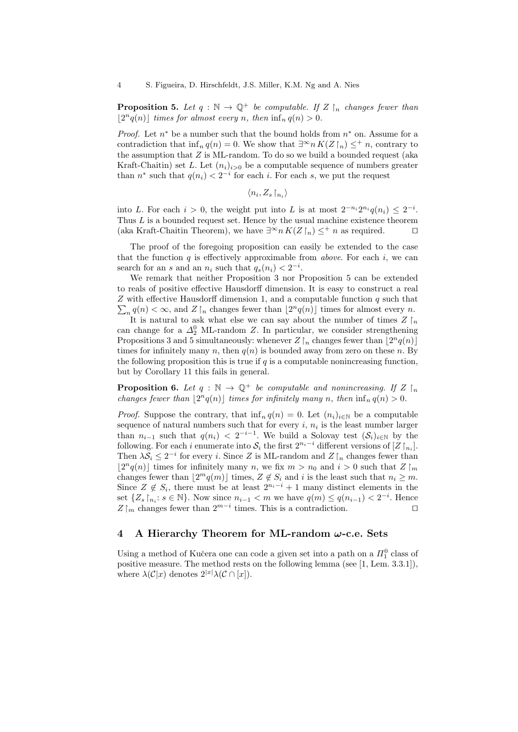**Proposition 5.** *Let $q : \mathbb{N} \to \mathbb{Q}^+$ be computable. If $Z \upharpoonright_n$ changes fewer than $\lfloor 2^n q(n) \rfloor$ times for almost every $n$, then $\inf_n q(n) > 0$.*

*Proof.* Let $n^*$ be a number such that the bound holds from $n^*$ on. Assume for a contradiction that $\inf_n q(n) = 0$. We show that $\exists^\infty n\, K(Z \upharpoonright_n) \leq^+ n$, contrary to the assumption that $Z$ is ML-random. To do so we build a bounded request (aka Kraft-Chaitin) set $L$. Let $(n_i)_{i>0}$ be a computable sequence of numbers greater than $n^*$ such that $q(n_i) < 2^{-i}$ for each $i$. For each $s$, we put the request

$$\langle n_i, Z_s \upharpoonright_{n_i} \rangle$$

into $L$. For each $i > 0$, the weight put into $L$ is at most $2^{-n_i} 2^{n_i} q(n_i) \leq 2^{-i}$. Thus $L$ is a bounded request set. Hence by the usual machine existence theorem (aka Kraft-Chaitin Theorem), we have $\exists^\infty n\, K(Z \upharpoonright_n) \leq^+ n$ as required. ◻

The proof of the foregoing proposition can easily be extended to the case that the function $q$ is effectively approximable from *above*. For each $i$, we can search for an $s$ and an $n_i$ such that $q_s(n_i) < 2^{-i}$.

We remark that neither Proposition 3 nor Proposition 5 can be extended to reals of positive effective Hausdorff dimension. It is easy to construct a real $Z$ with effective Hausdorff dimension 1, and a computable function $q$ such that $\sum_n q(n) < \infty$, and $Z \upharpoonright_n$ changes fewer than $\lfloor 2^n q(n) \rfloor$ times for almost every $n$.

It is natural to ask what else we can say about the number of times $Z \upharpoonright_n$ can change for a $\Delta^0_2$ ML-random $Z$. In particular, we consider strengthening Propositions 3 and 5 simultaneously: whenever $Z \upharpoonright_n$ changes fewer than $\lfloor 2^n q(n) \rfloor$ times for infinitely many $n$, then $q(n)$ is bounded away from zero on these $n$. By the following proposition this is true if $q$ is a computable nonincreasing function, but by Corollary 11 this fails in general.

**Proposition 6.** *Let $q : \mathbb{N} \to \mathbb{Q}^+$ be computable and nonincreasing. If $Z \upharpoonright_n$ changes fewer than $\lfloor 2^n q(n) \rfloor$ times for infinitely many $n$, then $\inf_n q(n) > 0$.*

*Proof.* Suppose the contrary, that $\inf_n q(n) = 0$. Let $(n_i)_{i \in \mathbb{N}}$ be a computable sequence of natural numbers such that for every $i$, $n_i$ is the least number larger than $n_{i-1}$ such that $q(n_i) < 2^{-i-1}$. We build a Solovay test $(\mathcal{S}_i)_{i \in \mathbb{N}}$ by the following. For each $i$ enumerate into $\mathcal{S}_i$ the first $2^{n_i - i}$ different versions of $[Z \upharpoonright_{n_i}]$. Then $\lambda \mathcal{S}_i \leq 2^{-i}$ for every $i$. Since $Z$ is ML-random and $Z \upharpoonright_n$ changes fewer than $\lfloor 2^n q(n) \rfloor$ times for infinitely many $n$, we fix $m > n_0$ and $i > 0$ such that $Z \upharpoonright_m$ changes fewer than $\lfloor 2^m q(m) \rfloor$ times, $Z \notin S_i$ and $i$ is the least such that $n_i \geq m$. Since $Z \notin S_i$, there must be at least $2^{n_i - i} + 1$ many distinct elements in the set $\{Z_s \upharpoonright_{n_i} : s \in \mathbb{N}\}$. Now since $n_{i-1} < m$ we have $q(m) \leq q(n_{i-1}) < 2^{-i}$. Hence $Z \upharpoonright_m$ changes fewer than $2^{m-i}$ times. This is a contradiction. ◻

## 4 A Hierarchy Theorem for ML-random $\omega$-c.e. Sets

Using a method of Kučera one can code a given set into a path on a $\Pi^0_1$ class of positive measure. The method rests on the following lemma (see [1, Lem. 3.3.1]), where $\lambda(\mathcal{C}|x)$ denotes $2^{|x|}\lambda(\mathcal{C} \cap [x])$.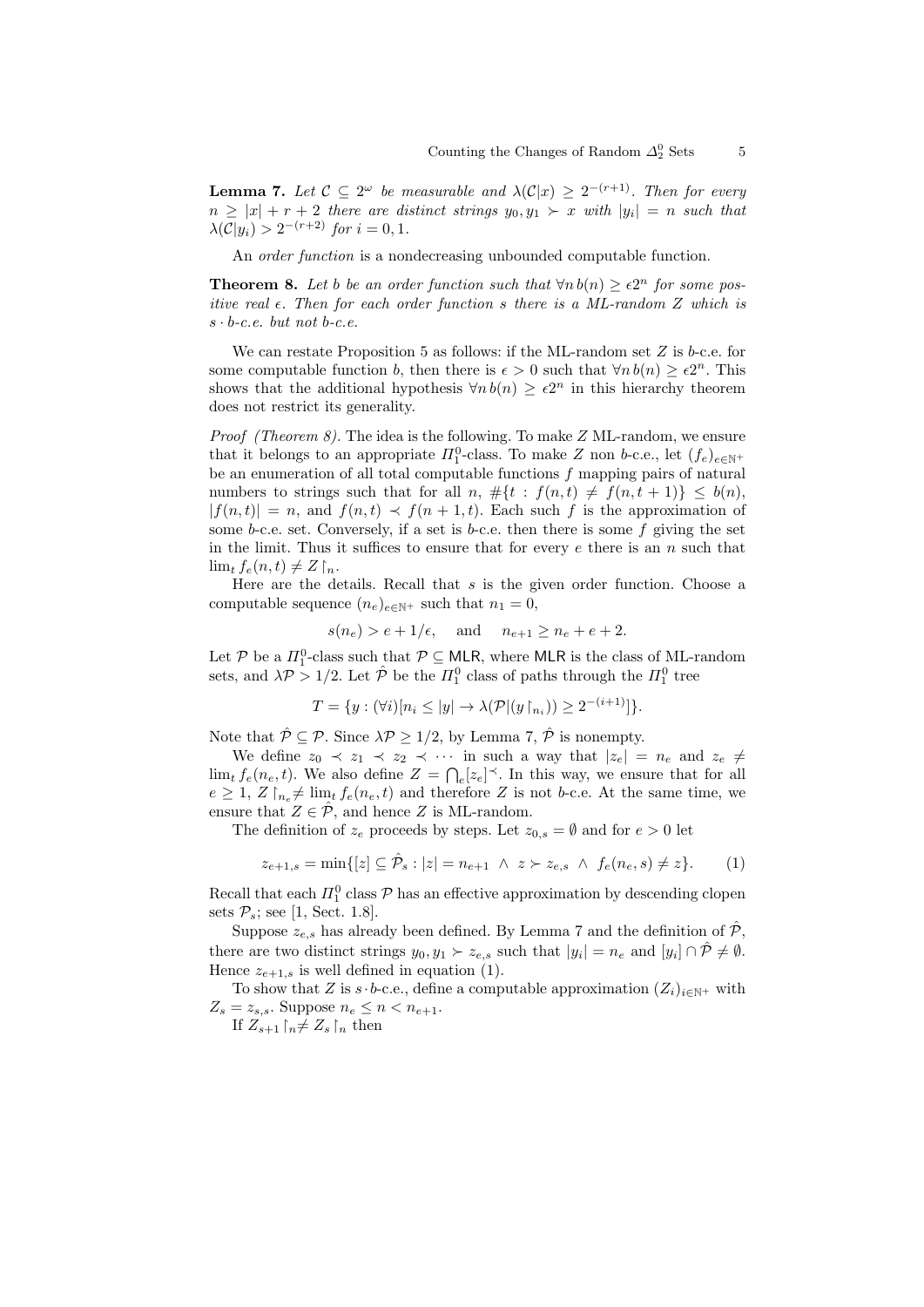**Lemma 7.** *Let $\mathcal{C} \subseteq 2^\omega$ be measurable and $\lambda(\mathcal{C}|x) \geq 2^{-(r+1)}$. Then for every $n \geq |x| + r + 2$ there are distinct strings $y_0, y_1 \succ x$ with $|y_i| = n$ such that $\lambda(\mathcal{C}|y_i) > 2^{-(r+2)}$ for $i = 0, 1$.*

An *order function* is a nondecreasing unbounded computable function.

**Theorem 8.** *Let $b$ be an order function such that $\forall n\, b(n) \geq \epsilon 2^n$ for some positive real $\epsilon$. Then for each order function $s$ there is a ML-random $Z$ which is $s \cdot b$-c.e. but not $b$-c.e.*

We can restate Proposition 5 as follows: if the ML-random set $Z$ is $b$-c.e. for some computable function $b$, then there is $\epsilon > 0$ such that $\forall n\, b(n) \geq \epsilon 2^n$. This shows that the additional hypothesis $\forall n\, b(n) \geq \epsilon 2^n$ in this hierarchy theorem does not restrict its generality.

*Proof (Theorem 8).* The idea is the following. To make $Z$ ML-random, we ensure that it belongs to an appropriate $\Pi^0_1$-class. To make $Z$ non $b$-c.e., let $(f_e)_{e \in \mathbb{N}^+}$ be an enumeration of all total computable functions $f$ mapping pairs of natural numbers to strings such that for all $n$, $\#\{t : f(n,t) \neq f(n,t+1)\} \leq b(n)$, $|f(n,t)| = n$, and $f(n,t) \prec f(n+1,t)$. Each such $f$ is the approximation of some $b$-c.e. set. Conversely, if a set is $b$-c.e. then there is some $f$ giving the set in the limit. Thus it suffices to ensure that for every $e$ there is an $n$ such that $\lim_t f_e(n,t) \neq Z\restriction_n$.

Here are the details. Recall that $s$ is the given order function. Choose a computable sequence $(n_e)_{e \in \mathbb{N}^+}$ such that $n_1 = 0$,

$$s(n_e) > e + 1/\epsilon, \quad \text{and} \quad n_{e+1} \geq n_e + e + 2.$$

Let $\mathcal{P}$ be a $\Pi^0_1$-class such that $\mathcal{P} \subseteq \mathsf{MLR}$, where $\mathsf{MLR}$ is the class of ML-random sets, and $\lambda\mathcal{P} > 1/2$. Let $\hat{\mathcal{P}}$ be the $\Pi^0_1$ class of paths through the $\Pi^0_1$ tree

$$T = \{y : (\forall i)[n_i \leq |y| \rightarrow \lambda(\mathcal{P}|(y\restriction_{n_i})) \geq 2^{-(i+1)}]\}.$$

Note that $\hat{\mathcal{P}} \subseteq \mathcal{P}$. Since $\lambda\mathcal{P} \geq 1/2$, by Lemma 7, $\hat{\mathcal{P}}$ is nonempty.

We define $z_0 \prec z_1 \prec z_2 \prec \cdots$ in such a way that $|z_e| = n_e$ and $z_e \neq \lim_t f_e(n_e, t)$. We also define $Z = \bigcap_e [z_e]^\prec$. In this way, we ensure that for all $e \geq 1$, $Z\restriction_{n_e} \neq \lim_t f_e(n_e, t)$ and therefore $Z$ is not $b$-c.e. At the same time, we ensure that $Z \in \hat{\mathcal{P}}$, and hence $Z$ is ML-random.

The definition of $z_e$ proceeds by steps. Let $z_{0,s} = \emptyset$ and for $e > 0$ let

$$z_{e+1,s} = \min\{[z] \subseteq \hat{\mathcal{P}}_s : |z| = n_{e+1} \;\wedge\; z \succ z_{e,s} \;\wedge\; f_e(n_e, s) \neq z\}. \qquad (1)$$

Recall that each $\Pi^0_1$ class $\mathcal{P}$ has an effective approximation by descending clopen sets $\mathcal{P}_s$; see [1, Sect. 1.8].

Suppose $z_{e,s}$ has already been defined. By Lemma 7 and the definition of $\hat{\mathcal{P}}$, there are two distinct strings $y_0, y_1 \succ z_{e,s}$ such that $|y_i| = n_e$ and $[y_i] \cap \hat{\mathcal{P}} \neq \emptyset$. Hence $z_{e+1,s}$ is well defined in equation (1).

To show that $Z$ is $s \cdot b$-c.e., define a computable approximation $(Z_i)_{i \in \mathbb{N}^+}$ with $Z_s = z_{s,s}$. Suppose $n_e \leq n < n_{e+1}$.

If $Z_{s+1}\restriction_n \neq Z_s\restriction_n$ then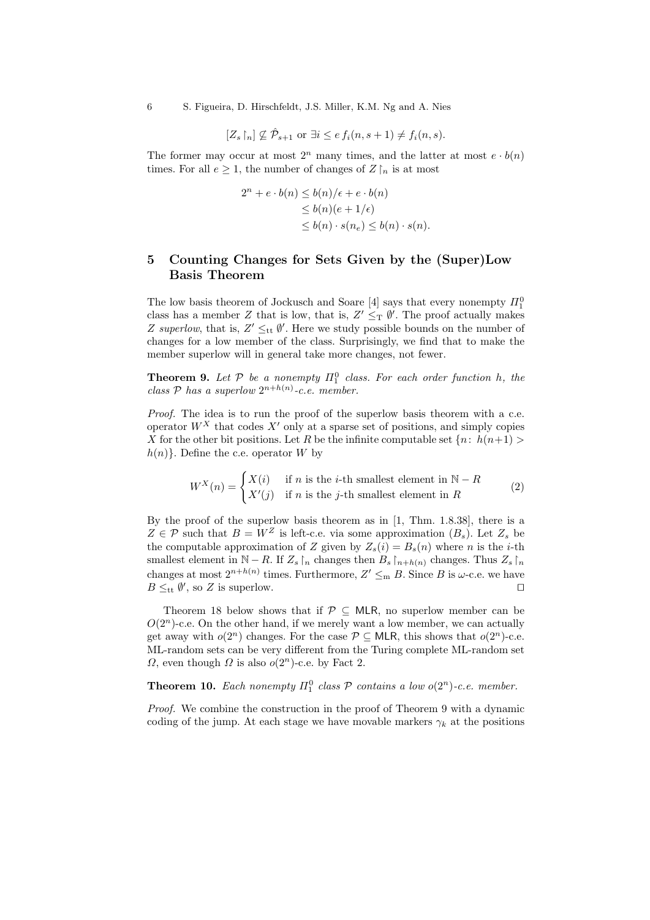$$[Z_s\restriction_n] \not\subseteq \hat{\mathcal{P}}_{s+1} \text{ or } \exists i \leq e\, f_i(n, s+1) \neq f_i(n,s).$$

The former may occur at most $2^n$ many times, and the latter at most $e \cdot b(n)$ times. For all $e \geq 1$, the number of changes of $Z\restriction_n$ is at most

$$\begin{aligned} 2^n + e \cdot b(n) &\leq b(n)/\epsilon + e \cdot b(n) \\ &\leq b(n)(e + 1/\epsilon) \\ &\leq b(n) \cdot s(n_e) \leq b(n) \cdot s(n). \end{aligned}$$

## 5 Counting Changes for Sets Given by the (Super)Low Basis Theorem

The low basis theorem of Jockusch and Soare [4] says that every nonempty $\Pi^0_1$ class has a member $Z$ that is low, that is, $Z' \leq_{\mathrm{T}} \emptyset'$. The proof actually makes $Z$ *superlow*, that is, $Z' \leq_{\mathrm{tt}} \emptyset'$. Here we study possible bounds on the number of changes for a low member of the class. Surprisingly, we find that to make the member superlow will in general take more changes, not fewer.

**Theorem 9.** *Let $\mathcal{P}$ be a nonempty $\Pi^0_1$ class. For each order function $h$, the class $\mathcal{P}$ has a superlow $2^{n+h(n)}$-c.e. member.*

*Proof.* The idea is to run the proof of the superlow basis theorem with a c.e. operator $W^X$ that codes $X'$ only at a sparse set of positions, and simply copies $X$ for the other bit positions. Let $R$ be the infinite computable set $\{n \colon h(n+1) > h(n)\}$. Define the c.e. operator $W$ by

$$W^X(n) = \begin{cases} X(i) & \text{if } n \text{ is the } i\text{-th smallest element in } \mathbb{N} - R \\ X'(j) & \text{if } n \text{ is the } j\text{-th smallest element in } R \end{cases} \tag{2}$$

By the proof of the superlow basis theorem as in [1, Thm. 1.8.38], there is a $Z \in \mathcal{P}$ such that $B = W^Z$ is left-c.e. via some approximation $(B_s)$. Let $Z_s$ be the computable approximation of $Z$ given by $Z_s(i) = B_s(n)$ where $n$ is the $i$-th smallest element in $\mathbb{N} - R$. If $Z_s\restriction_n$ changes then $B_s\restriction_{n+h(n)}$ changes. Thus $Z_s\restriction_n$ changes at most $2^{n+h(n)}$ times. Furthermore, $Z' \leq_{\mathrm{m}} B$. Since $B$ is $\omega$-c.e. we have $B \leq_{\mathrm{tt}} \emptyset'$, so $Z$ is superlow. $\square$

Theorem 18 below shows that if $\mathcal{P} \subseteq \mathsf{MLR}$, no superlow member can be $O(2^n)$-c.e. On the other hand, if we merely want a low member, we can actually get away with $o(2^n)$ changes. For the case $\mathcal{P} \subseteq \mathsf{MLR}$, this shows that $o(2^n)$-c.e. ML-random sets can be very different from the Turing complete ML-random set $\Omega$, even though $\Omega$ is also $o(2^n)$-c.e. by Fact 2.

**Theorem 10.** *Each nonempty $\Pi^0_1$ class $\mathcal{P}$ contains a low $o(2^n)$-c.e. member.*

*Proof.* We combine the construction in the proof of Theorem 9 with a dynamic coding of the jump. At each stage we have movable markers $\gamma_k$ at the positions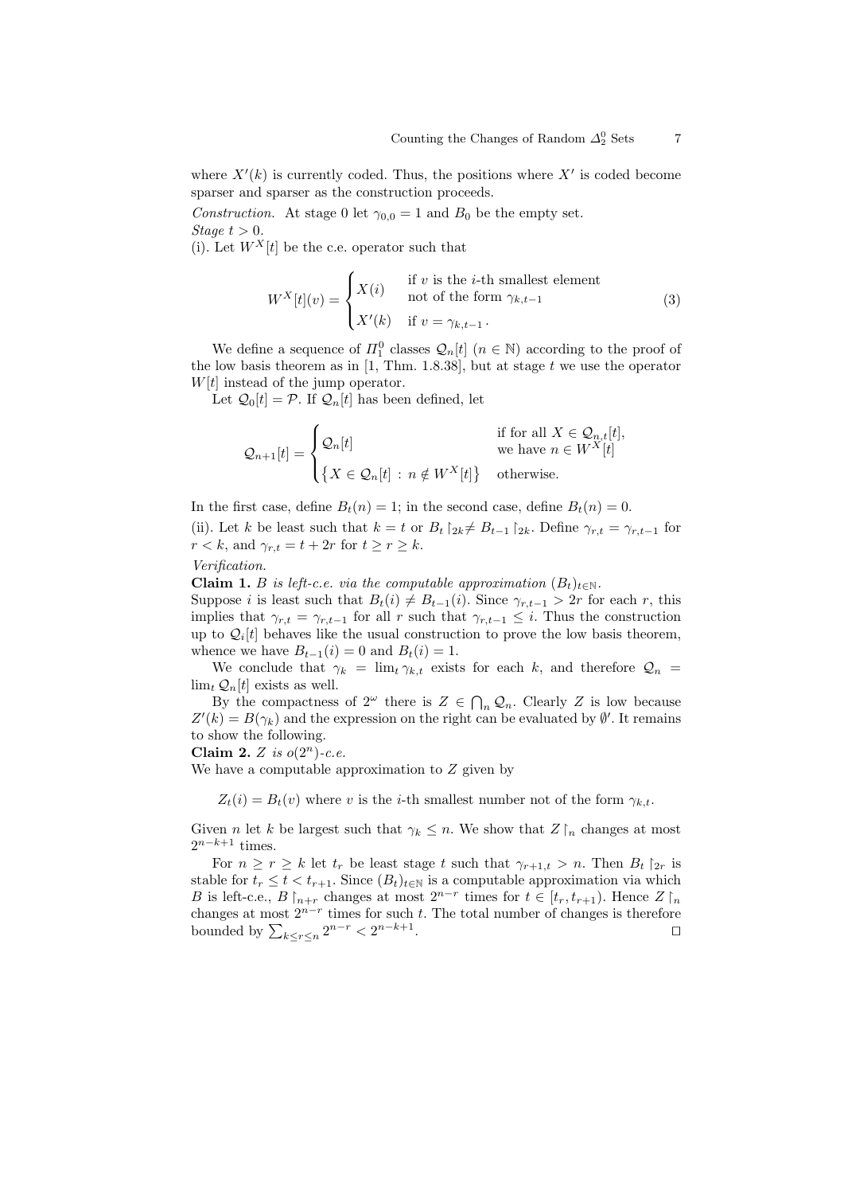where $X'(k)$ is currently coded. Thus, the positions where $X'$ is coded become sparser and sparser as the construction proceeds.

*Construction.* At stage 0 let $\gamma_{0,0} = 1$ and $B_0$ be the empty set.

*Stage $t > 0$.*

(i). Let $W^X[t]$ be the c.e. operator such that

$$W^X[t](v) = \begin{cases} X(i) & \text{if } v \text{ is the } i\text{-th smallest element} \\ & \text{not of the form } \gamma_{k,t-1} \\ X'(k) & \text{if } v = \gamma_{k,t-1}\,. \end{cases} \tag{3}$$

We define a sequence of $\Pi^0_1$ classes $\mathcal{Q}_n[t]$ ($n \in \mathbb{N}$) according to the proof of the low basis theorem as in [1, Thm. 1.8.38], but at stage $t$ we use the operator $W[t]$ instead of the jump operator.

Let $\mathcal{Q}_0[t] = \mathcal{P}$. If $\mathcal{Q}_n[t]$ has been defined, let

$$\mathcal{Q}_{n+1}[t] = \begin{cases} \mathcal{Q}_n[t] & \text{if for all } X \in \mathcal{Q}_{n,t}[t], \\ & \text{we have } n \in W^X[t] \\ \left\{X \in \mathcal{Q}_n[t] \,:\, n \notin W^X[t]\right\} & \text{otherwise.} \end{cases}$$

In the first case, define $B_t(n) = 1$; in the second case, define $B_t(n) = 0$.

(ii). Let $k$ be least such that $k = t$ or $B_t \restriction_{2k} \neq B_{t-1} \restriction_{2k}$. Define $\gamma_{r,t} = \gamma_{r,t-1}$ for $r < k$, and $\gamma_{r,t} = t + 2r$ for $t \geq r \geq k$.

*Verification.*

**Claim 1.** *$B$ is left-c.e. via the computable approximation $(B_t)_{t\in\mathbb{N}}$.*

Suppose $i$ is least such that $B_t(i) \neq B_{t-1}(i)$. Since $\gamma_{r,t-1} > 2r$ for each $r$, this implies that $\gamma_{r,t} = \gamma_{r,t-1}$ for all $r$ such that $\gamma_{r,t-1} \leq i$. Thus the construction up to $\mathcal{Q}_i[t]$ behaves like the usual construction to prove the low basis theorem, whence we have $B_{t-1}(i) = 0$ and $B_t(i) = 1$.

We conclude that $\gamma_k = \lim_t \gamma_{k,t}$ exists for each $k$, and therefore $\mathcal{Q}_n = \lim_t \mathcal{Q}_n[t]$ exists as well.

By the compactness of $2^\omega$ there is $Z \in \bigcap_n \mathcal{Q}_n$. Clearly $Z$ is low because $Z'(k) = B(\gamma_k)$ and the expression on the right can be evaluated by $\emptyset'$. It remains to show the following.

**Claim 2.** *$Z$ is $o(2^n)$-c.e.*

We have a computable approximation to $Z$ given by

$Z_t(i) = B_t(v)$ where $v$ is the $i$-th smallest number not of the form $\gamma_{k,t}$.

Given $n$ let $k$ be largest such that $\gamma_k \leq n$. We show that $Z \restriction_n$ changes at most $2^{n-k+1}$ times.

For $n \geq r \geq k$ let $t_r$ be least stage $t$ such that $\gamma_{r+1,t} > n$. Then $B_t \restriction_{2r}$ is stable for $t_r \leq t < t_{r+1}$. Since $(B_t)_{t\in\mathbb{N}}$ is a computable approximation via which $B$ is left-c.e., $B \restriction_{n+r}$ changes at most $2^{n-r}$ times for $t \in [t_r, t_{r+1})$. Hence $Z \restriction_n$ changes at most $2^{n-r}$ times for such $t$. The total number of changes is therefore bounded by $\sum_{k\leq r\leq n} 2^{n-r} < 2^{n-k+1}$. $\square$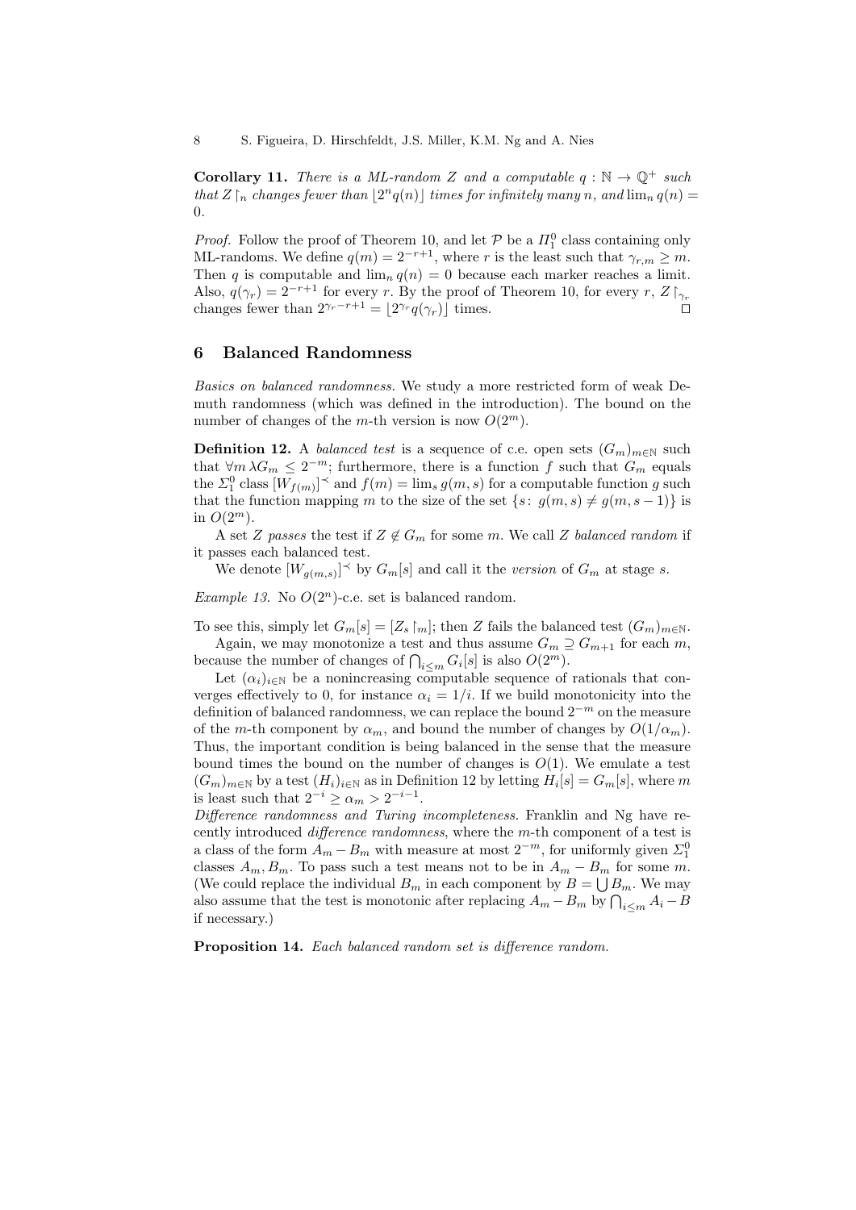**Corollary 11.** *There is a ML-random $Z$ and a computable $q : \mathbb{N} \to \mathbb{Q}^+$ such that $Z \restriction_n$ changes fewer than $\lfloor 2^n q(n) \rfloor$ times for infinitely many $n$, and $\lim_n q(n) = 0$.*

*Proof.* Follow the proof of Theorem 10, and let $\mathcal{P}$ be a $\Pi^0_1$ class containing only ML-randoms. We define $q(m) = 2^{-r+1}$, where $r$ is the least such that $\gamma_{r,m} \geq m$. Then $q$ is computable and $\lim_n q(n) = 0$ because each marker reaches a limit. Also, $q(\gamma_r) = 2^{-r+1}$ for every $r$. By the proof of Theorem 10, for every $r$, $Z \restriction_{\gamma_r}$ changes fewer than $2^{\gamma_r - r+1} = \lfloor 2^{\gamma_r} q(\gamma_r) \rfloor$ times. □

## 6 Balanced Randomness

*Basics on balanced randomness.* We study a more restricted form of weak Demuth randomness (which was defined in the introduction). The bound on the number of changes of the $m$-th version is now $O(2^m)$.

**Definition 12.** A *balanced test* is a sequence of c.e. open sets $(G_m)_{m\in\mathbb{N}}$ such that $\forall m\, \lambda G_m \leq 2^{-m}$; furthermore, there is a function $f$ such that $G_m$ equals the $\Sigma^0_1$ class $[W_{f(m)}]^{\prec}$ and $f(m) = \lim_s g(m,s)$ for a computable function $g$ such that the function mapping $m$ to the size of the set $\{s\colon\, g(m,s) \neq g(m,s-1)\}$ is in $O(2^m)$.

A set $Z$ *passes* the test if $Z \notin G_m$ for some $m$. We call $Z$ *balanced random* if it passes each balanced test.

We denote $[W_{g(m,s)}]^{\prec}$ by $G_m[s]$ and call it the *version* of $G_m$ at stage $s$.

*Example 13.* No $O(2^n)$-c.e. set is balanced random.

To see this, simply let $G_m[s] = [Z_s \restriction_m]$; then $Z$ fails the balanced test $(G_m)_{m\in\mathbb{N}}$.

Again, we may monotonize a test and thus assume $G_m \supseteq G_{m+1}$ for each $m$, because the number of changes of $\bigcap_{i\leq m} G_i[s]$ is also $O(2^m)$.

Let $(\alpha_i)_{i\in\mathbb{N}}$ be a nonincreasing computable sequence of rationals that converges effectively to 0, for instance $\alpha_i = 1/i$. If we build monotonicity into the definition of balanced randomness, we can replace the bound $2^{-m}$ on the measure of the $m$-th component by $\alpha_m$, and bound the number of changes by $O(1/\alpha_m)$. Thus, the important condition is being balanced in the sense that the measure bound times the bound on the number of changes is $O(1)$. We emulate a test $(G_m)_{m\in\mathbb{N}}$ by a test $(H_i)_{i\in\mathbb{N}}$ as in Definition 12 by letting $H_i[s] = G_m[s]$, where $m$ is least such that $2^{-i} \geq \alpha_m > 2^{-i-1}$.

*Difference randomness and Turing incompleteness.* Franklin and Ng have recently introduced *difference randomness*, where the $m$-th component of a test is a class of the form $A_m - B_m$ with measure at most $2^{-m}$, for uniformly given $\Sigma^0_1$ classes $A_m, B_m$. To pass such a test means not to be in $A_m - B_m$ for some $m$. (We could replace the individual $B_m$ in each component by $B = \bigcup B_m$. We may also assume that the test is monotonic after replacing $A_m - B_m$ by $\bigcap_{i\leq m} A_i - B$ if necessary.)

**Proposition 14.** *Each balanced random set is difference random.*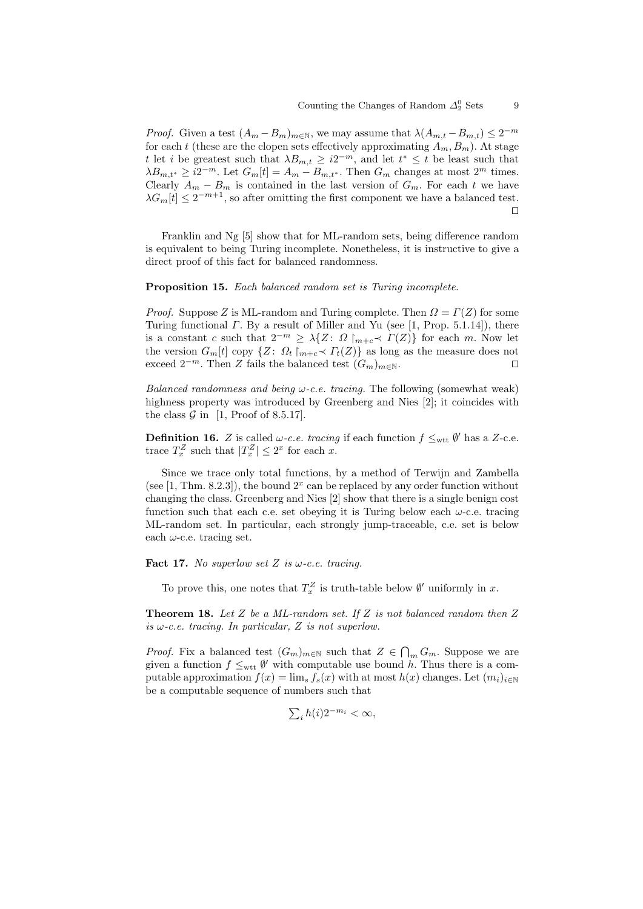*Proof.* Given a test $(A_m - B_m)_{m \in \mathbb{N}}$, we may assume that $\lambda(A_{m,t} - B_{m,t}) \leq 2^{-m}$ for each $t$ (these are the clopen sets effectively approximating $A_m, B_m$). At stage $t$ let $i$ be greatest such that $\lambda B_{m,t} \geq i2^{-m}$, and let $t^* \leq t$ be least such that $\lambda B_{m,t^*} \geq i2^{-m}$. Let $G_m[t] = A_m - B_{m,t^*}$. Then $G_m$ changes at most $2^m$ times. Clearly $A_m - B_m$ is contained in the last version of $G_m$. For each $t$ we have $\lambda G_m[t] \leq 2^{-m+1}$, so after omitting the first component we have a balanced test. □

Franklin and Ng [5] show that for ML-random sets, being difference random is equivalent to being Turing incomplete. Nonetheless, it is instructive to give a direct proof of this fact for balanced randomness.

**Proposition 15.** *Each balanced random set is Turing incomplete.*

*Proof.* Suppose $Z$ is ML-random and Turing complete. Then $\Omega = \Gamma(Z)$ for some Turing functional $\Gamma$. By a result of Miller and Yu (see [1, Prop. 5.1.14]), there is a constant $c$ such that $2^{-m} \geq \lambda\{Z \colon \Omega \upharpoonright_{m+c} \prec \Gamma(Z)\}$ for each $m$. Now let the version $G_m[t]$ copy $\{Z \colon \Omega_t \upharpoonright_{m+c} \prec \Gamma_t(Z)\}$ as long as the measure does not exceed $2^{-m}$. Then $Z$ fails the balanced test $(G_m)_{m \in \mathbb{N}}$. □

*Balanced randomness and being $\omega$-c.e. tracing.* The following (somewhat weak) highness property was introduced by Greenberg and Nies [2]; it coincides with the class $\mathcal{G}$ in [1, Proof of 8.5.17].

**Definition 16.** $Z$ is called *$\omega$-c.e. tracing* if each function $f \leq_{\mathrm{wtt}} \emptyset'$ has a $Z$-c.e. trace $T^Z_x$ such that $|T^Z_x| \leq 2^x$ for each $x$.

Since we trace only total functions, by a method of Terwijn and Zambella (see [1, Thm. 8.2.3]), the bound $2^x$ can be replaced by any order function without changing the class. Greenberg and Nies [2] show that there is a single benign cost function such that each c.e. set obeying it is Turing below each $\omega$-c.e. tracing ML-random set. In particular, each strongly jump-traceable, c.e. set is below each $\omega$-c.e. tracing set.

**Fact 17.** *No superlow set $Z$ is $\omega$-c.e. tracing.*

To prove this, one notes that $T^Z_x$ is truth-table below $\emptyset'$ uniformly in $x$.

**Theorem 18.** *Let $Z$ be a ML-random set. If $Z$ is not balanced random then $Z$ is $\omega$-c.e. tracing. In particular, $Z$ is not superlow.*

*Proof.* Fix a balanced test $(G_m)_{m \in \mathbb{N}}$ such that $Z \in \bigcap_m G_m$. Suppose we are given a function $f \leq_{\mathrm{wtt}} \emptyset'$ with computable use bound $h$. Thus there is a computable approximation $f(x) = \lim_s f_s(x)$ with at most $h(x)$ changes. Let $(m_i)_{i \in \mathbb{N}}$ be a computable sequence of numbers such that

$$\textstyle\sum_i h(i) 2^{-m_i} < \infty,$$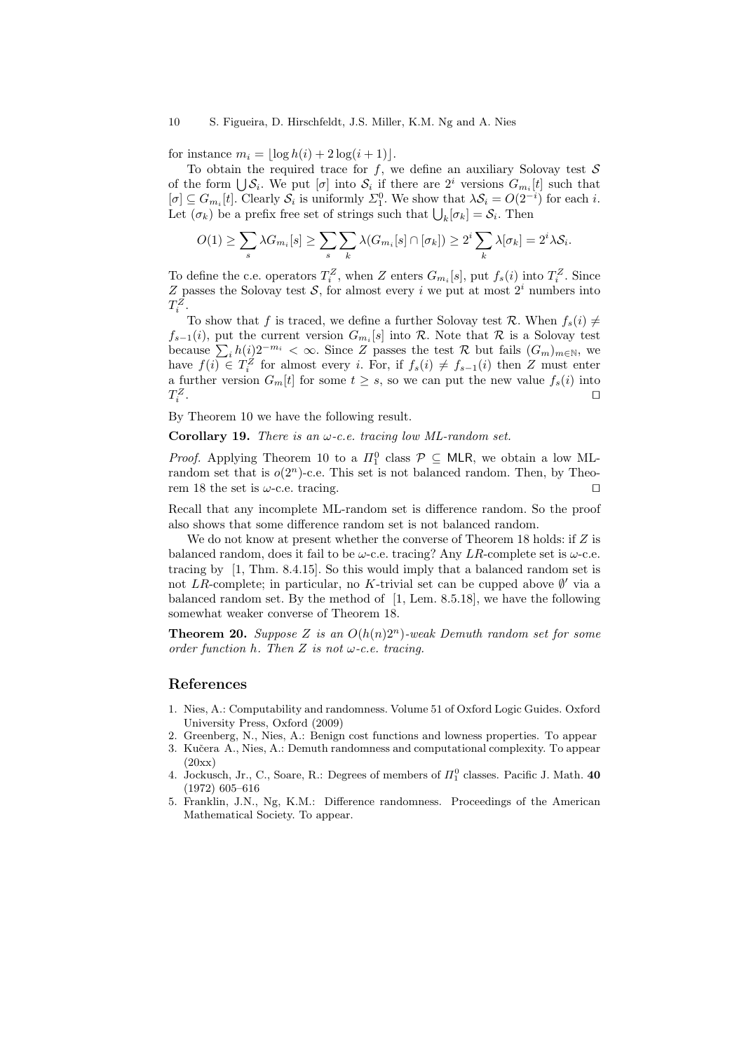for instance $m_i = \lfloor \log h(i) + 2\log(i+1) \rfloor$.

To obtain the required trace for $f$, we define an auxiliary Solovay test $\mathcal{S}$ of the form $\bigcup \mathcal{S}_i$. We put $[\sigma]$ into $\mathcal{S}_i$ if there are $2^i$ versions $G_{m_i}[t]$ such that $[\sigma] \subseteq G_{m_i}[t]$. Clearly $\mathcal{S}_i$ is uniformly $\Sigma^0_1$. We show that $\lambda \mathcal{S}_i = O(2^{-i})$ for each $i$. Let $(\sigma_k)$ be a prefix free set of strings such that $\bigcup_k [\sigma_k] = \mathcal{S}_i$. Then

$$O(1) \geq \sum_s \lambda G_{m_i}[s] \geq \sum_s \sum_k \lambda(G_{m_i}[s] \cap [\sigma_k]) \geq 2^i \sum_k \lambda[\sigma_k] = 2^i \lambda \mathcal{S}_i.$$

To define the c.e. operators $T^Z_i$, when $Z$ enters $G_{m_i}[s]$, put $f_s(i)$ into $T^Z_i$. Since $Z$ passes the Solovay test $\mathcal{S}$, for almost every $i$ we put at most $2^i$ numbers into $T^Z_i$.

To show that $f$ is traced, we define a further Solovay test $\mathcal{R}$. When $f_s(i) \neq f_{s-1}(i)$, put the current version $G_{m_i}[s]$ into $\mathcal{R}$. Note that $\mathcal{R}$ is a Solovay test because $\sum_i h(i)2^{-m_i} < \infty$. Since $Z$ passes the test $\mathcal{R}$ but fails $(G_m)_{m\in\mathbb{N}}$, we have $f(i) \in T^Z_i$ for almost every $i$. For, if $f_s(i) \neq f_{s-1}(i)$ then $Z$ must enter a further version $G_m[t]$ for some $t \geq s$, so we can put the new value $f_s(i)$ into $T^Z_i$. ◻

By Theorem 10 we have the following result.

**Corollary 19.** *There is an $\omega$-c.e. tracing low ML-random set.*

*Proof.* Applying Theorem 10 to a $\Pi^0_1$ class $\mathcal{P} \subseteq \mathsf{MLR}$, we obtain a low ML-random set that is $o(2^n)$-c.e. This set is not balanced random. Then, by Theorem 18 the set is $\omega$-c.e. tracing. ◻

Recall that any incomplete ML-random set is difference random. So the proof also shows that some difference random set is not balanced random.

We do not know at present whether the converse of Theorem 18 holds: if $Z$ is balanced random, does it fail to be $\omega$-c.e. tracing? Any $LR$-complete set is $\omega$-c.e. tracing by [1, Thm. 8.4.15]. So this would imply that a balanced random set is not $LR$-complete; in particular, no $K$-trivial set can be cupped above $\emptyset'$ via a balanced random set. By the method of [1, Lem. 8.5.18], we have the following somewhat weaker converse of Theorem 18.

**Theorem 20.** *Suppose $Z$ is an $O(h(n)2^n)$-weak Demuth random set for some order function $h$. Then $Z$ is not $\omega$-c.e. tracing.*

## References

1. Nies, A.: Computability and randomness. Volume 51 of Oxford Logic Guides. Oxford University Press, Oxford (2009)
2. Greenberg, N., Nies, A.: Benign cost functions and lowness properties. To appear
3. Kučera A., Nies, A.: Demuth randomness and computational complexity. To appear (20xx)
4. Jockusch, Jr., C., Soare, R.: Degrees of members of $\Pi^0_1$ classes. Pacific J. Math. **40** (1972) 605–616
5. Franklin, J.N., Ng, K.M.: Difference randomness. Proceedings of the American Mathematical Society. To appear.